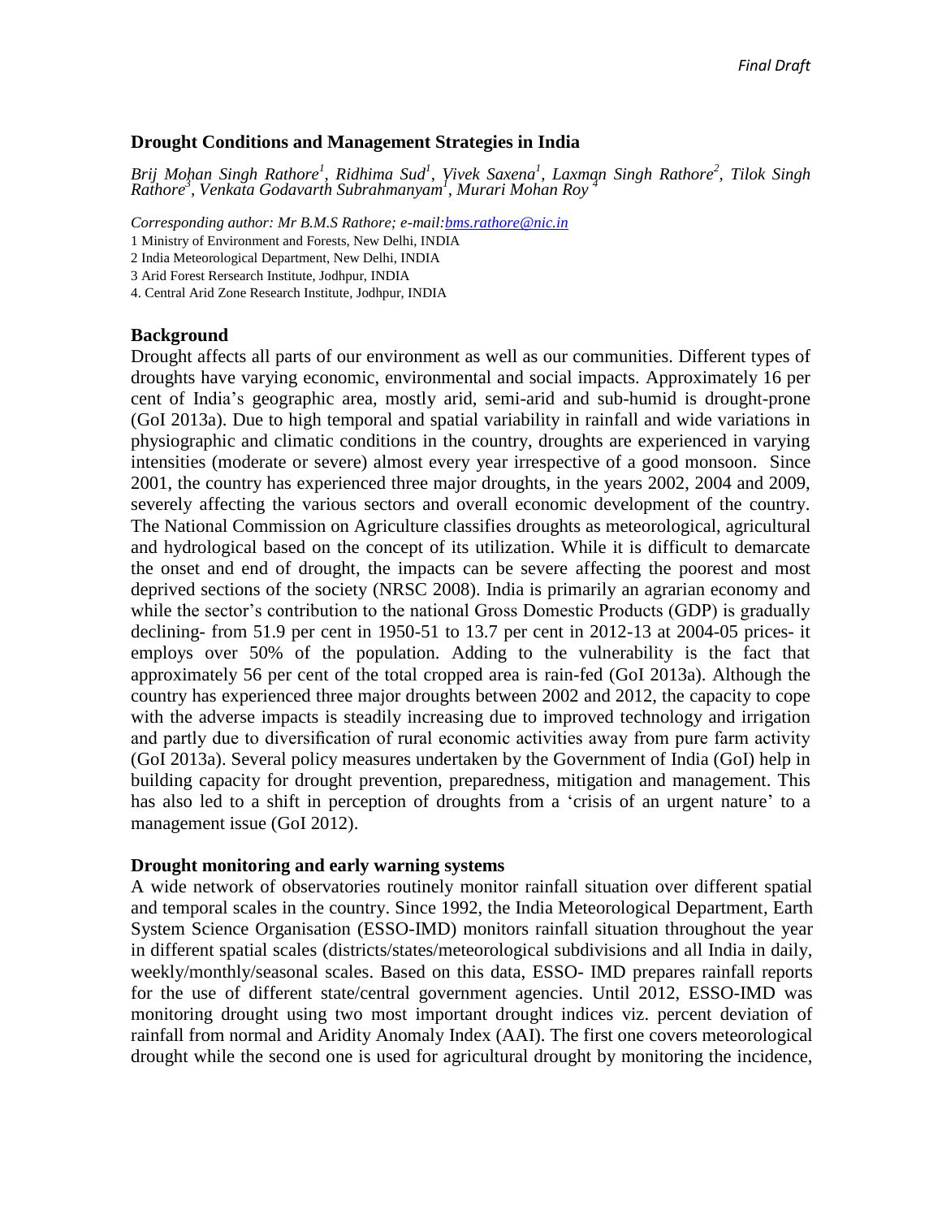# Drought Conditions and Management Strategies in India

*Brij Mohan Singh Rathore[1], Ridhima Sud[1], Vivek Saxena[1], Laxman Singh Rathore[2], Tilok Singh Rathore[3], Venkata Godavarth Subrahmanyam[1], Murari Mohan Roy [4]*

*Corresponding author: Mr B.M.S Rathore; e-mail:bms.rathore@nic.in*

1 Ministry of Environment and Forests, New Delhi, INDIA

2 India Meteorological Department, New Delhi, INDIA

3 Arid Forest Rersearch Institute, Jodhpur, INDIA

4. Central Arid Zone Research Institute, Jodhpur, INDIA

## Background

Drought affects all parts of our environment as well as our communities. Different types of droughts have varying economic, environmental and social impacts. Approximately 16 per cent of India's geographic area, mostly arid, semi-arid and sub-humid is drought-prone (GoI 2013a). Due to high temporal and spatial variability in rainfall and wide variations in physiographic and climatic conditions in the country, droughts are experienced in varying intensities (moderate or severe) almost every year irrespective of a good monsoon. Since 2001, the country has experienced three major droughts, in the years 2002, 2004 and 2009, severely affecting the various sectors and overall economic development of the country. The National Commission on Agriculture classifies droughts as meteorological, agricultural and hydrological based on the concept of its utilization. While it is difficult to demarcate the onset and end of drought, the impacts can be severe affecting the poorest and most deprived sections of the society (NRSC 2008). India is primarily an agrarian economy and while the sector's contribution to the national Gross Domestic Products (GDP) is gradually declining- from 51.9 per cent in 1950-51 to 13.7 per cent in 2012-13 at 2004-05 prices- it employs over 50% of the population. Adding to the vulnerability is the fact that approximately 56 per cent of the total cropped area is rain-fed (GoI 2013a). Although the country has experienced three major droughts between 2002 and 2012, the capacity to cope with the adverse impacts is steadily increasing due to improved technology and irrigation and partly due to diversification of rural economic activities away from pure farm activity (GoI 2013a). Several policy measures undertaken by the Government of India (GoI) help in building capacity for drought prevention, preparedness, mitigation and management. This has also led to a shift in perception of droughts from a 'crisis of an urgent nature' to a management issue (GoI 2012).

## Drought monitoring and early warning systems

A wide network of observatories routinely monitor rainfall situation over different spatial and temporal scales in the country. Since 1992, the India Meteorological Department, Earth System Science Organisation (ESSO-IMD) monitors rainfall situation throughout the year in different spatial scales (districts/states/meteorological subdivisions and all India in daily, weekly/monthly/seasonal scales. Based on this data, ESSO- IMD prepares rainfall reports for the use of different state/central government agencies. Until 2012, ESSO-IMD was monitoring drought using two most important drought indices viz. percent deviation of rainfall from normal and Aridity Anomaly Index (AAI). The first one covers meteorological drought while the second one is used for agricultural drought by monitoring the incidence,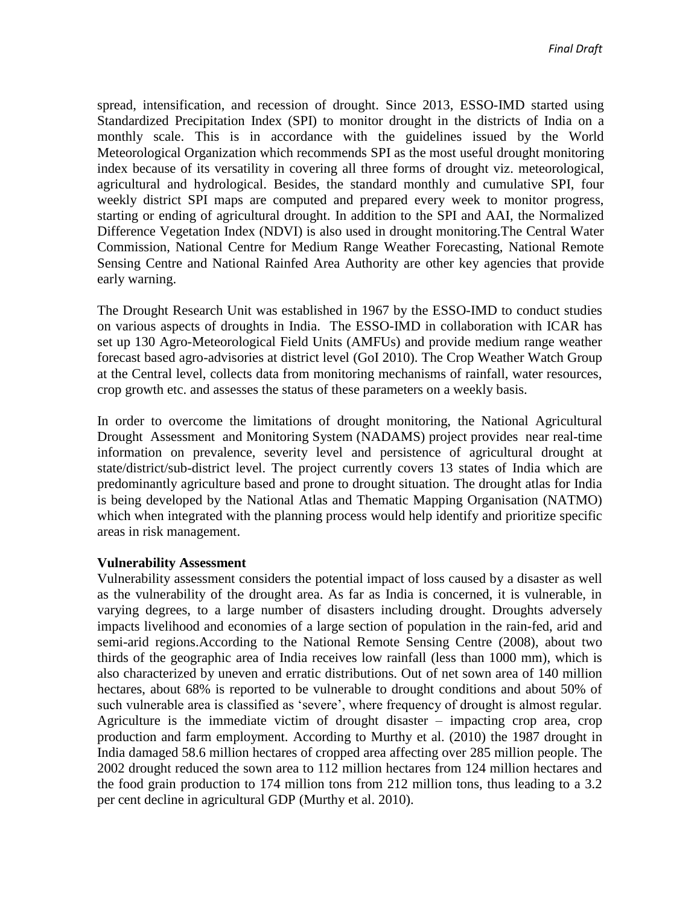spread, intensification, and recession of drought. Since 2013, ESSO-IMD started using Standardized Precipitation Index (SPI) to monitor drought in the districts of India on a monthly scale. This is in accordance with the guidelines issued by the World Meteorological Organization which recommends SPI as the most useful drought monitoring index because of its versatility in covering all three forms of drought viz. meteorological, agricultural and hydrological. Besides, the standard monthly and cumulative SPI, four weekly district SPI maps are computed and prepared every week to monitor progress, starting or ending of agricultural drought. In addition to the SPI and AAI, the Normalized Difference Vegetation Index (NDVI) is also used in drought monitoring.The Central Water Commission, National Centre for Medium Range Weather Forecasting, National Remote Sensing Centre and National Rainfed Area Authority are other key agencies that provide early warning.

The Drought Research Unit was established in 1967 by the ESSO-IMD to conduct studies on various aspects of droughts in India. The ESSO-IMD in collaboration with ICAR has set up 130 Agro-Meteorological Field Units (AMFUs) and provide medium range weather forecast based agro-advisories at district level (GoI 2010). The Crop Weather Watch Group at the Central level, collects data from monitoring mechanisms of rainfall, water resources, crop growth etc. and assesses the status of these parameters on a weekly basis.

In order to overcome the limitations of drought monitoring, the National Agricultural Drought Assessment and Monitoring System (NADAMS) project provides near real-time information on prevalence, severity level and persistence of agricultural drought at state/district/sub-district level. The project currently covers 13 states of India which are predominantly agriculture based and prone to drought situation. The drought atlas for India is being developed by the National Atlas and Thematic Mapping Organisation (NATMO) which when integrated with the planning process would help identify and prioritize specific areas in risk management.

**Vulnerability Assessment**

Vulnerability assessment considers the potential impact of loss caused by a disaster as well as the vulnerability of the drought area. As far as India is concerned, it is vulnerable, in varying degrees, to a large number of disasters including drought. Droughts adversely impacts livelihood and economies of a large section of population in the rain-fed, arid and semi-arid regions.According to the National Remote Sensing Centre (2008), about two thirds of the geographic area of India receives low rainfall (less than 1000 mm), which is also characterized by uneven and erratic distributions. Out of net sown area of 140 million hectares, about 68% is reported to be vulnerable to drought conditions and about 50% of such vulnerable area is classified as 'severe', where frequency of drought is almost regular. Agriculture is the immediate victim of drought disaster – impacting crop area, crop production and farm employment. According to Murthy et al. (2010) the 1987 drought in India damaged 58.6 million hectares of cropped area affecting over 285 million people. The 2002 drought reduced the sown area to 112 million hectares from 124 million hectares and the food grain production to 174 million tons from 212 million tons, thus leading to a 3.2 per cent decline in agricultural GDP (Murthy et al. 2010).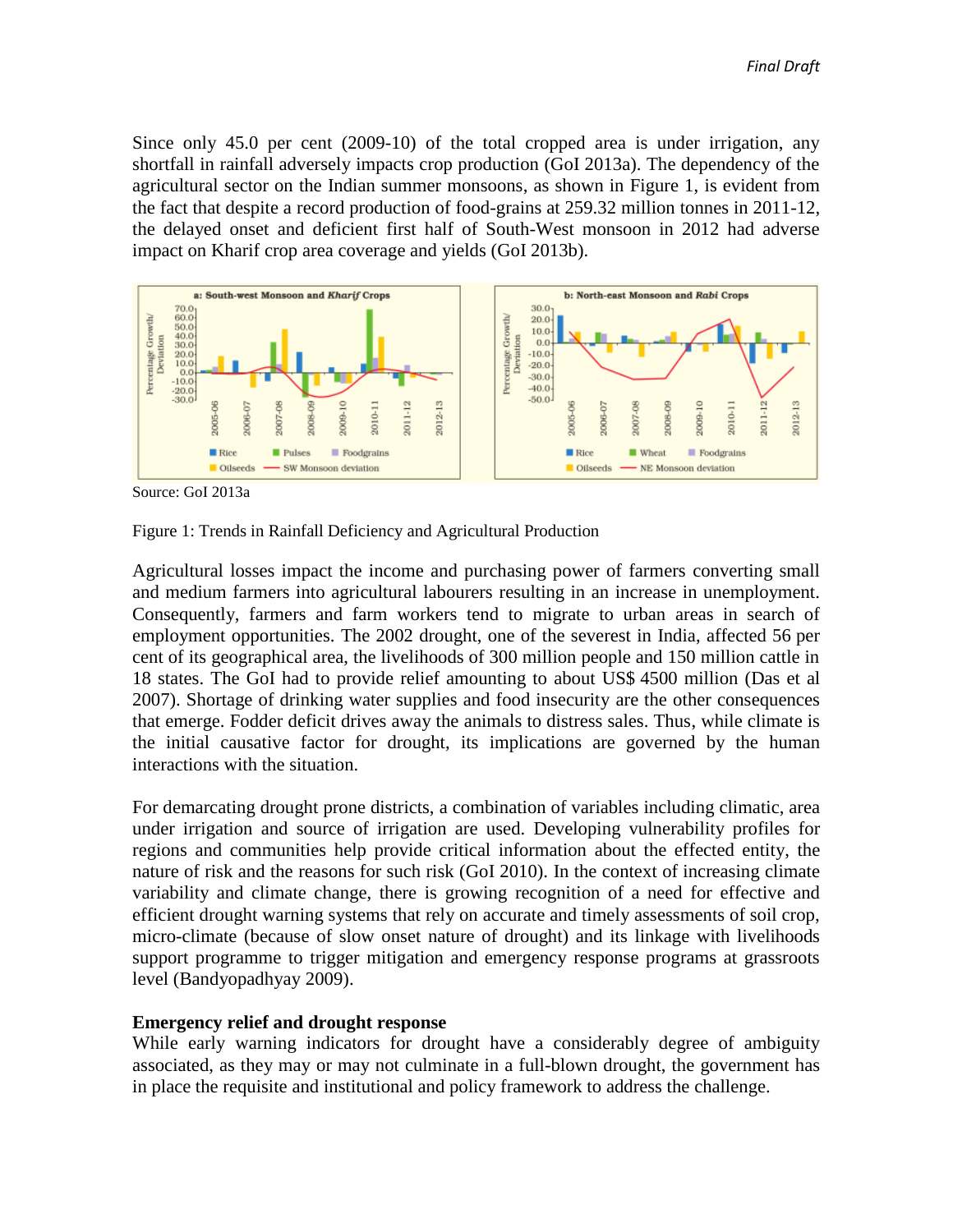Since only 45.0 per cent (2009-10) of the total cropped area is under irrigation, any shortfall in rainfall adversely impacts crop production (GoI 2013a). The dependency of the agricultural sector on the Indian summer monsoons, as shown in Figure 1, is evident from the fact that despite a record production of food-grains at 259.32 million tonnes in 2011-12, the delayed onset and deficient first half of South-West monsoon in 2012 had adverse impact on Kharif crop area coverage and yields (GoI 2013b).

Source: GoI 2013a

Figure 1: Trends in Rainfall Deficiency and Agricultural Production

Agricultural losses impact the income and purchasing power of farmers converting small and medium farmers into agricultural labourers resulting in an increase in unemployment. Consequently, farmers and farm workers tend to migrate to urban areas in search of employment opportunities. The 2002 drought, one of the severest in India, affected 56 per cent of its geographical area, the livelihoods of 300 million people and 150 million cattle in 18 states. The GoI had to provide relief amounting to about US$ 4500 million (Das et al 2007). Shortage of drinking water supplies and food insecurity are the other consequences that emerge. Fodder deficit drives away the animals to distress sales. Thus, while climate is the initial causative factor for drought, its implications are governed by the human interactions with the situation.

For demarcating drought prone districts, a combination of variables including climatic, area under irrigation and source of irrigation are used. Developing vulnerability profiles for regions and communities help provide critical information about the effected entity, the nature of risk and the reasons for such risk (GoI 2010). In the context of increasing climate variability and climate change, there is growing recognition of a need for effective and efficient drought warning systems that rely on accurate and timely assessments of soil crop, micro-climate (because of slow onset nature of drought) and its linkage with livelihoods support programme to trigger mitigation and emergency response programs at grassroots level (Bandyopadhyay 2009).

**Emergency relief and drought response**

While early warning indicators for drought have a considerably degree of ambiguity associated, as they may or may not culminate in a full-blown drought, the government has in place the requisite and institutional and policy framework to address the challenge.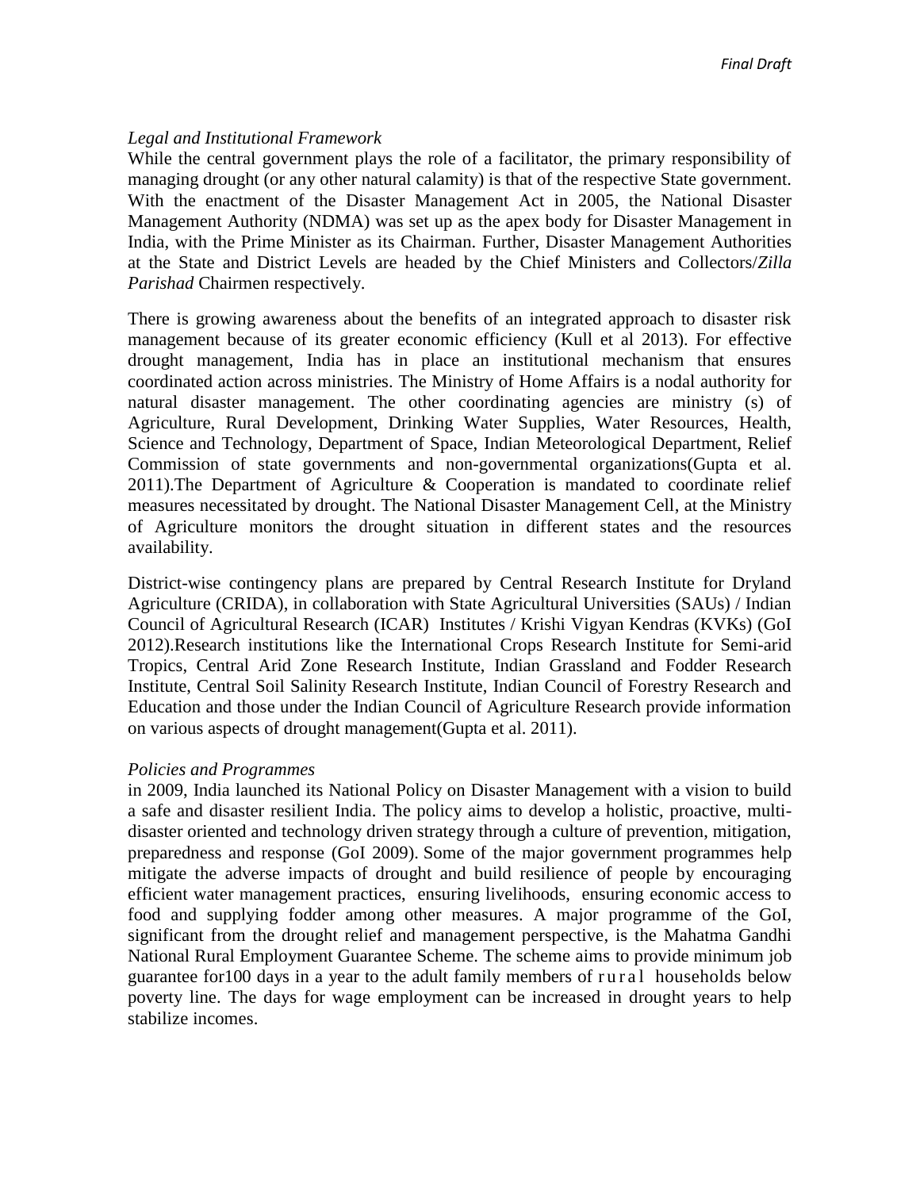*Legal and Institutional Framework*

While the central government plays the role of a facilitator, the primary responsibility of managing drought (or any other natural calamity) is that of the respective State government. With the enactment of the Disaster Management Act in 2005, the National Disaster Management Authority (NDMA) was set up as the apex body for Disaster Management in India, with the Prime Minister as its Chairman. Further, Disaster Management Authorities at the State and District Levels are headed by the Chief Ministers and Collectors/*Zilla Parishad* Chairmen respectively.

There is growing awareness about the benefits of an integrated approach to disaster risk management because of its greater economic efficiency (Kull et al 2013). For effective drought management, India has in place an institutional mechanism that ensures coordinated action across ministries. The Ministry of Home Affairs is a nodal authority for natural disaster management. The other coordinating agencies are ministry (s) of Agriculture, Rural Development, Drinking Water Supplies, Water Resources, Health, Science and Technology, Department of Space, Indian Meteorological Department, Relief Commission of state governments and non-governmental organizations(Gupta et al. 2011).The Department of Agriculture & Cooperation is mandated to coordinate relief measures necessitated by drought. The National Disaster Management Cell, at the Ministry of Agriculture monitors the drought situation in different states and the resources availability.

District-wise contingency plans are prepared by Central Research Institute for Dryland Agriculture (CRIDA), in collaboration with State Agricultural Universities (SAUs) / Indian Council of Agricultural Research (ICAR) Institutes / Krishi Vigyan Kendras (KVKs) (GoI 2012).Research institutions like the International Crops Research Institute for Semi-arid Tropics, Central Arid Zone Research Institute, Indian Grassland and Fodder Research Institute, Central Soil Salinity Research Institute, Indian Council of Forestry Research and Education and those under the Indian Council of Agriculture Research provide information on various aspects of drought management(Gupta et al. 2011).

*Policies and Programmes*

in 2009, India launched its National Policy on Disaster Management with a vision to build a safe and disaster resilient India. The policy aims to develop a holistic, proactive, multi-disaster oriented and technology driven strategy through a culture of prevention, mitigation, preparedness and response (GoI 2009). Some of the major government programmes help mitigate the adverse impacts of drought and build resilience of people by encouraging efficient water management practices, ensuring livelihoods, ensuring economic access to food and supplying fodder among other measures. A major programme of the GoI, significant from the drought relief and management perspective, is the Mahatma Gandhi National Rural Employment Guarantee Scheme. The scheme aims to provide minimum job guarantee for100 days in a year to the adult family members of rural households below poverty line. The days for wage employment can be increased in drought years to help stabilize incomes.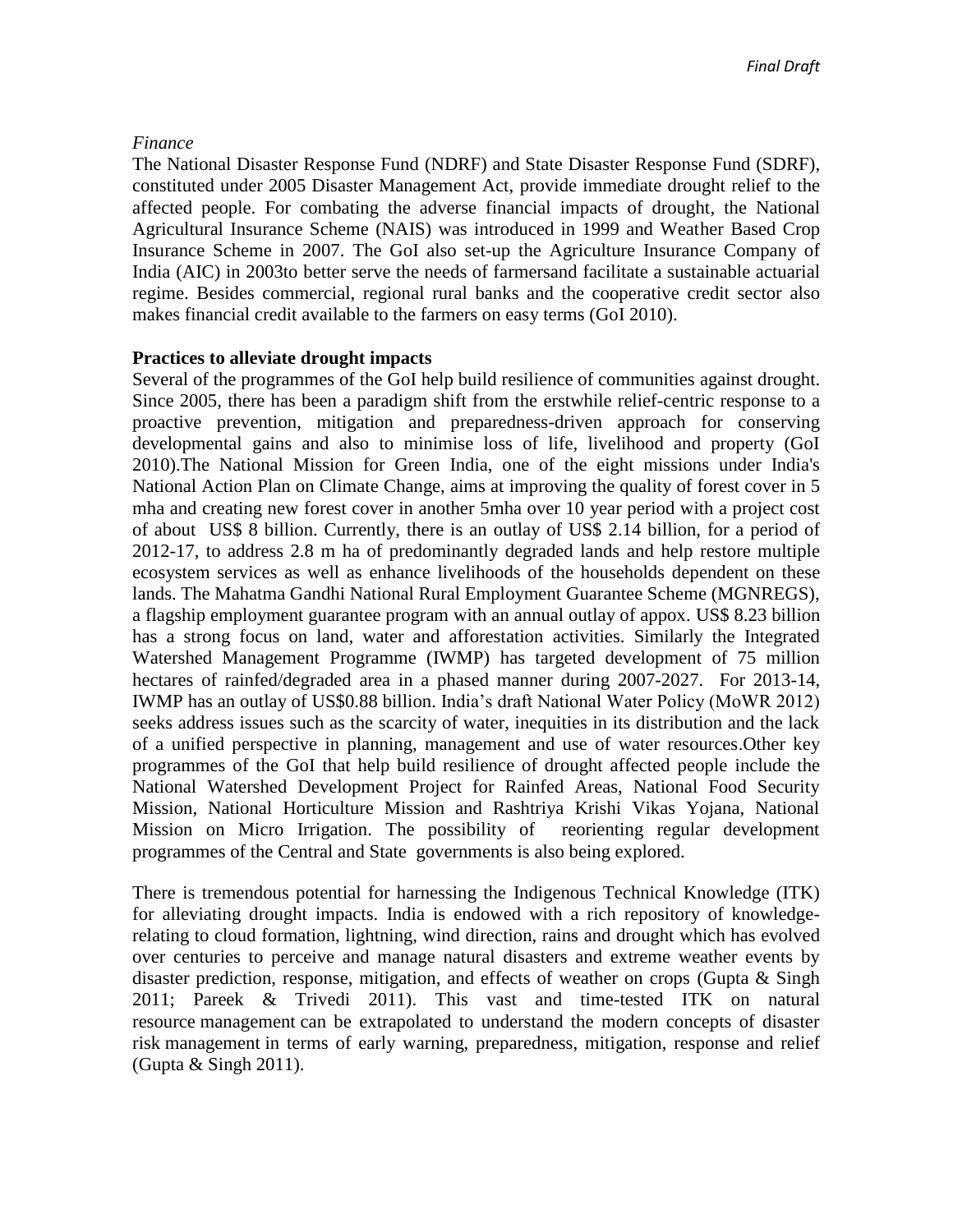*Finance*

The National Disaster Response Fund (NDRF) and State Disaster Response Fund (SDRF), constituted under 2005 Disaster Management Act, provide immediate drought relief to the affected people. For combating the adverse financial impacts of drought, the National Agricultural Insurance Scheme (NAIS) was introduced in 1999 and Weather Based Crop Insurance Scheme in 2007. The GoI also set-up the Agriculture Insurance Company of India (AIC) in 2003to better serve the needs of farmersand facilitate a sustainable actuarial regime. Besides commercial, regional rural banks and the cooperative credit sector also makes financial credit available to the farmers on easy terms (GoI 2010).

**Practices to alleviate drought impacts**

Several of the programmes of the GoI help build resilience of communities against drought. Since 2005, there has been a paradigm shift from the erstwhile relief-centric response to a proactive prevention, mitigation and preparedness-driven approach for conserving developmental gains and also to minimise loss of life, livelihood and property (GoI 2010).The National Mission for Green India, one of the eight missions under India's National Action Plan on Climate Change, aims at improving the quality of forest cover in 5 mha and creating new forest cover in another 5mha over 10 year period with a project cost of about US$ 8 billion. Currently, there is an outlay of US$ 2.14 billion, for a period of 2012-17, to address 2.8 m ha of predominantly degraded lands and help restore multiple ecosystem services as well as enhance livelihoods of the households dependent on these lands. The Mahatma Gandhi National Rural Employment Guarantee Scheme (MGNREGS), a flagship employment guarantee program with an annual outlay of appox. US$ 8.23 billion has a strong focus on land, water and afforestation activities. Similarly the Integrated Watershed Management Programme (IWMP) has targeted development of 75 million hectares of rainfed/degraded area in a phased manner during 2007-2027. For 2013-14, IWMP has an outlay of US$0.88 billion. India's draft National Water Policy (MoWR 2012) seeks address issues such as the scarcity of water, inequities in its distribution and the lack of a unified perspective in planning, management and use of water resources.Other key programmes of the GoI that help build resilience of drought affected people include the National Watershed Development Project for Rainfed Areas, National Food Security Mission, National Horticulture Mission and Rashtriya Krishi Vikas Yojana, National Mission on Micro Irrigation. The possibility of reorienting regular development programmes of the Central and State governments is also being explored.

There is tremendous potential for harnessing the Indigenous Technical Knowledge (ITK) for alleviating drought impacts. India is endowed with a rich repository of knowledge-relating to cloud formation, lightning, wind direction, rains and drought which has evolved over centuries to perceive and manage natural disasters and extreme weather events by disaster prediction, response, mitigation, and effects of weather on crops (Gupta & Singh 2011; Pareek & Trivedi 2011). This vast and time-tested ITK on natural resource management can be extrapolated to understand the modern concepts of disaster risk management in terms of early warning, preparedness, mitigation, response and relief (Gupta & Singh 2011).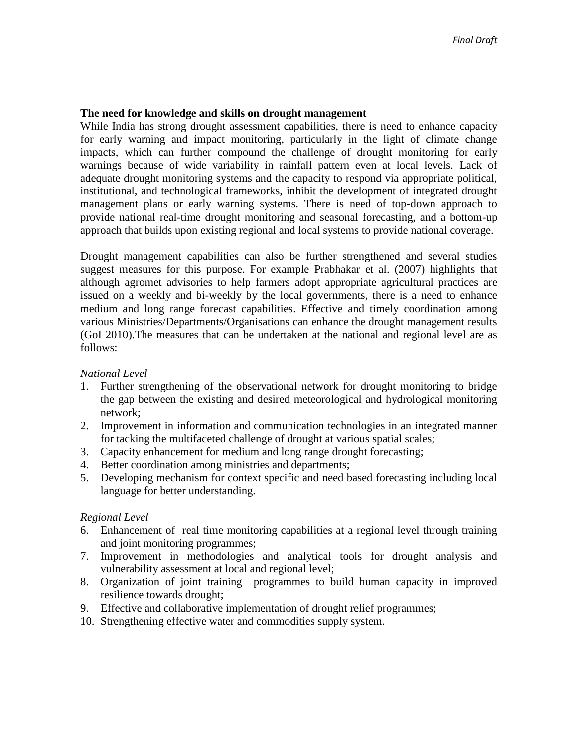**The need for knowledge and skills on drought management**

While India has strong drought assessment capabilities, there is need to enhance capacity for early warning and impact monitoring, particularly in the light of climate change impacts, which can further compound the challenge of drought monitoring for early warnings because of wide variability in rainfall pattern even at local levels. Lack of adequate drought monitoring systems and the capacity to respond via appropriate political, institutional, and technological frameworks, inhibit the development of integrated drought management plans or early warning systems. There is need of top-down approach to provide national real-time drought monitoring and seasonal forecasting, and a bottom-up approach that builds upon existing regional and local systems to provide national coverage.

Drought management capabilities can also be further strengthened and several studies suggest measures for this purpose. For example Prabhakar et al. (2007) highlights that although agromet advisories to help farmers adopt appropriate agricultural practices are issued on a weekly and bi-weekly by the local governments, there is a need to enhance medium and long range forecast capabilities. Effective and timely coordination among various Ministries/Departments/Organisations can enhance the drought management results (GoI 2010).The measures that can be undertaken at the national and regional level are as follows:

*National Level*

1. Further strengthening of the observational network for drought monitoring to bridge the gap between the existing and desired meteorological and hydrological monitoring network;
2. Improvement in information and communication technologies in an integrated manner for tacking the multifaceted challenge of drought at various spatial scales;
3. Capacity enhancement for medium and long range drought forecasting;
4. Better coordination among ministries and departments;
5. Developing mechanism for context specific and need based forecasting including local language for better understanding.

*Regional Level*

6. Enhancement of real time monitoring capabilities at a regional level through training and joint monitoring programmes;
7. Improvement in methodologies and analytical tools for drought analysis and vulnerability assessment at local and regional level;
8. Organization of joint training programmes to build human capacity in improved resilience towards drought;
9. Effective and collaborative implementation of drought relief programmes;
10. Strengthening effective water and commodities supply system.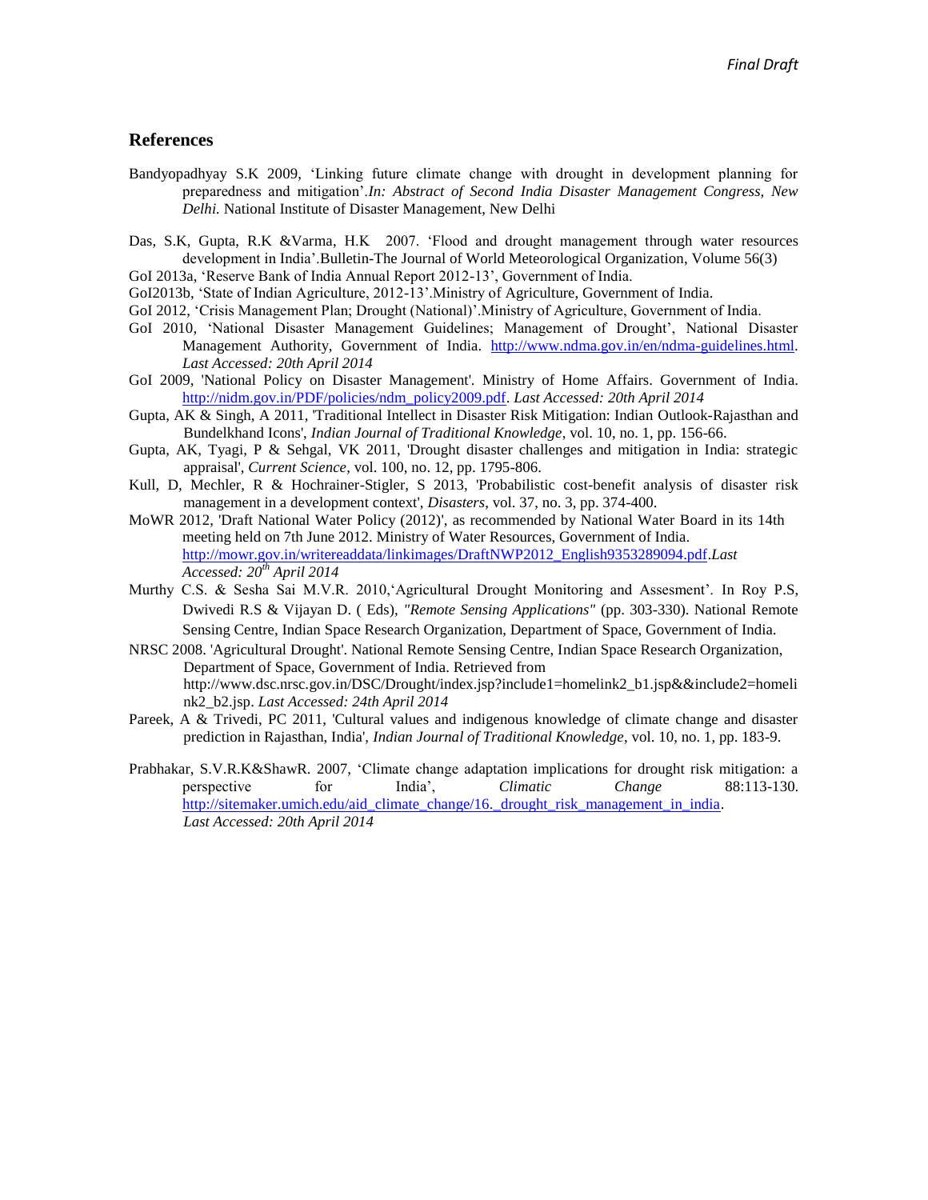## References

Bandyopadhyay S.K 2009, 'Linking future climate change with drought in development planning for preparedness and mitigation'.*In: Abstract of Second India Disaster Management Congress, New Delhi.* National Institute of Disaster Management, New Delhi

Das, S.K, Gupta, R.K &Varma, H.K 2007. 'Flood and drought management through water resources development in India'.Bulletin-The Journal of World Meteorological Organization, Volume 56(3)

GoI 2013a, 'Reserve Bank of India Annual Report 2012-13', Government of India.

GoI2013b, 'State of Indian Agriculture, 2012-13'.Ministry of Agriculture, Government of India.

GoI 2012, 'Crisis Management Plan; Drought (National)'.Ministry of Agriculture, Government of India.

GoI 2010, 'National Disaster Management Guidelines; Management of Drought', National Disaster Management Authority, Government of India. http://www.ndma.gov.in/en/ndma-guidelines.html. *Last Accessed: 20th April 2014*

GoI 2009, 'National Policy on Disaster Management'. Ministry of Home Affairs. Government of India. http://nidm.gov.in/PDF/policies/ndm_policy2009.pdf. *Last Accessed: 20th April 2014*

Gupta, AK & Singh, A 2011, 'Traditional Intellect in Disaster Risk Mitigation: Indian Outlook-Rajasthan and Bundelkhand Icons', *Indian Journal of Traditional Knowledge*, vol. 10, no. 1, pp. 156-66.

Gupta, AK, Tyagi, P & Sehgal, VK 2011, 'Drought disaster challenges and mitigation in India: strategic appraisal', *Current Science*, vol. 100, no. 12, pp. 1795-806.

Kull, D, Mechler, R & Hochrainer-Stigler, S 2013, 'Probabilistic cost-benefit analysis of disaster risk management in a development context', *Disasters*, vol. 37, no. 3, pp. 374-400.

MoWR 2012, 'Draft National Water Policy (2012)', as recommended by National Water Board in its 14th meeting held on 7th June 2012. Ministry of Water Resources, Government of India. http://mowr.gov.in/writereaddata/linkimages/DraftNWP2012_English9353289094.pdf.*Last Accessed: 20th April 2014*

Murthy C.S. & Sesha Sai M.V.R. 2010,'Agricultural Drought Monitoring and Assesment'. In Roy P.S, Dwivedi R.S & Vijayan D. ( Eds), *"Remote Sensing Applications"* (pp. 303-330). National Remote Sensing Centre, Indian Space Research Organization, Department of Space, Government of India.

NRSC 2008. 'Agricultural Drought'. National Remote Sensing Centre, Indian Space Research Organization, Department of Space, Government of India. Retrieved from http://www.dsc.nrsc.gov.in/DSC/Drought/index.jsp?include1=homelink2_b1.jsp&&include2=homelink2_b2.jsp. *Last Accessed: 24th April 2014*

Pareek, A & Trivedi, PC 2011, 'Cultural values and indigenous knowledge of climate change and disaster prediction in Rajasthan, India', *Indian Journal of Traditional Knowledge*, vol. 10, no. 1, pp. 183-9.

Prabhakar, S.V.R.K&ShawR. 2007, 'Climate change adaptation implications for drought risk mitigation: a perspective for India', *Climatic Change* 88:113-130. http://sitemaker.umich.edu/aid_climate_change/16._drought_risk_management_in_india. *Last Accessed: 20th April 2014*